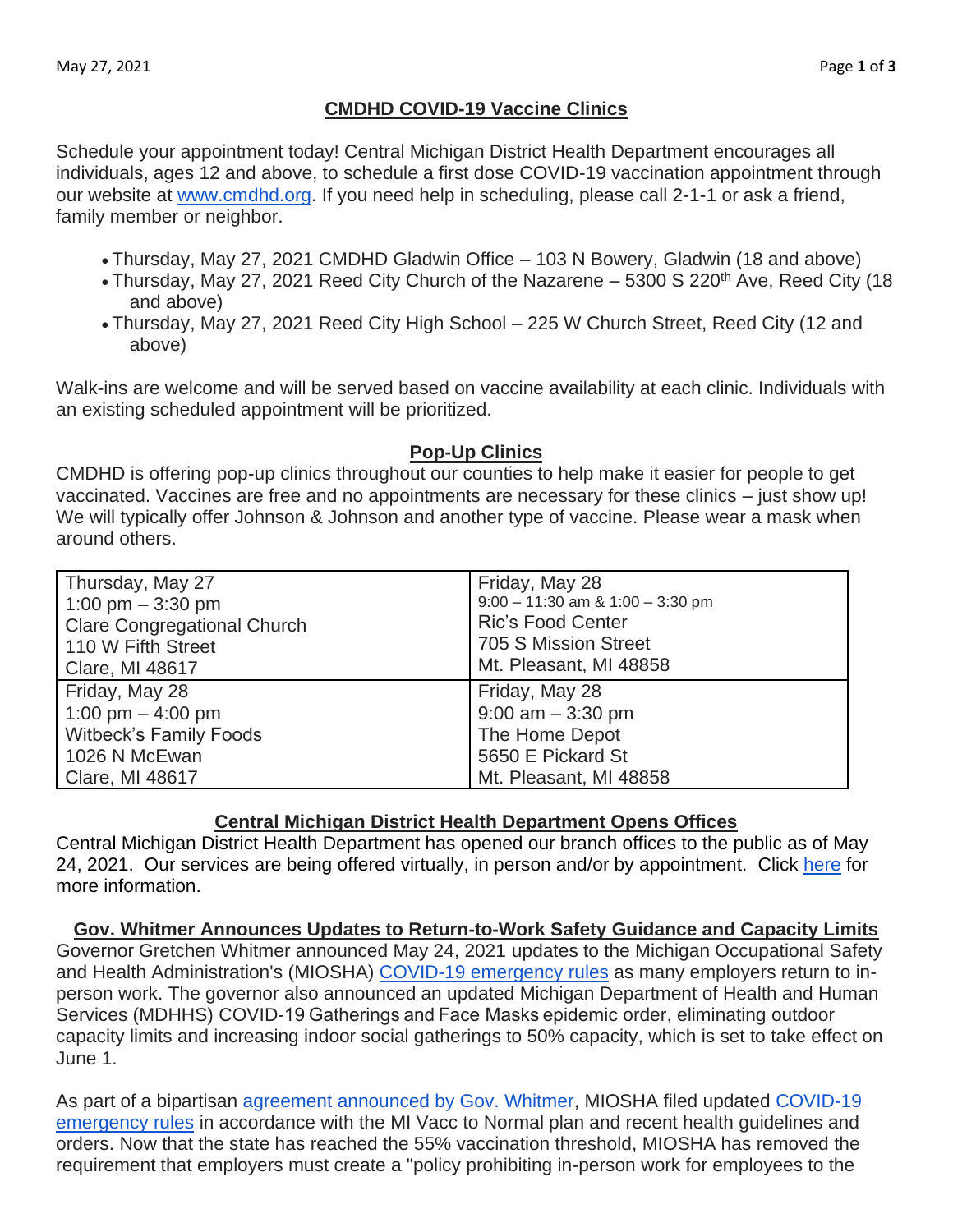## CMDHD COVID-19 Vaccine Clinics

Schedule your appointment today! Central Michigan District Health Department encourages all individuals, ages 12 and above, to schedule a first dose COVID-19 vaccination appointment through our website at [www.cmdhd.org](www.cmdhd.org). If you need help in scheduling, please call 2-1-1 or ask a friend, family member or neighbor.

- Thursday, May 27, 2021 CMDHD Gladwin Office – 103 N Bowery, Gladwin (18 and above)
- Thursday, May 27, 2021 Reed City Church of the Nazarene – 5300 S 220th Ave, Reed City (18 and above)
- Thursday, May 27, 2021 Reed City High School – 225 W Church Street, Reed City (12 and above)

Walk-ins are welcome and will be served based on vaccine availability at each clinic. Individuals with an existing scheduled appointment will be prioritized.

## Pop-Up Clinics

CMDHD is offering pop-up clinics throughout our counties to help make it easier for people to get vaccinated. Vaccines are free and no appointments are necessary for these clinics – just show up! We will typically offer Johnson & Johnson and another type of vaccine. Please wear a mask when around others.

| | |
|---|---|
| Thursday, May 27<br>1:00 pm – 3:30 pm<br>Clare Congregational Church<br>110 W Fifth Street<br>Clare, MI 48617 | Friday, May 28<br>9:00 – 11:30 am & 1:00 – 3:30 pm<br>Ric's Food Center<br>705 S Mission Street<br>Mt. Pleasant, MI 48858 |
| Friday, May 28<br>1:00 pm – 4:00 pm<br>Witbeck's Family Foods<br>1026 N McEwan<br>Clare, MI 48617 | Friday, May 28<br>9:00 am – 3:30 pm<br>The Home Depot<br>5650 E Pickard St<br>Mt. Pleasant, MI 48858 |

## Central Michigan District Health Department Opens Offices

Central Michigan District Health Department has opened our branch offices to the public as of May 24, 2021. Our services are being offered virtually, in person and/or by appointment. Click here for more information.

## Gov. Whitmer Announces Updates to Return-to-Work Safety Guidance and Capacity Limits

Governor Gretchen Whitmer announced May 24, 2021 updates to the Michigan Occupational Safety and Health Administration's (MIOSHA) COVID-19 emergency rules as many employers return to in-person work. The governor also announced an updated Michigan Department of Health and Human Services (MDHHS) COVID-19 Gatherings and Face Masks epidemic order, eliminating outdoor capacity limits and increasing indoor social gatherings to 50% capacity, which is set to take effect on June 1.

As part of a bipartisan agreement announced by Gov. Whitmer, MIOSHA filed updated COVID-19 emergency rules in accordance with the MI Vacc to Normal plan and recent health guidelines and orders. Now that the state has reached the 55% vaccination threshold, MIOSHA has removed the requirement that employers must create a "policy prohibiting in-person work for employees to the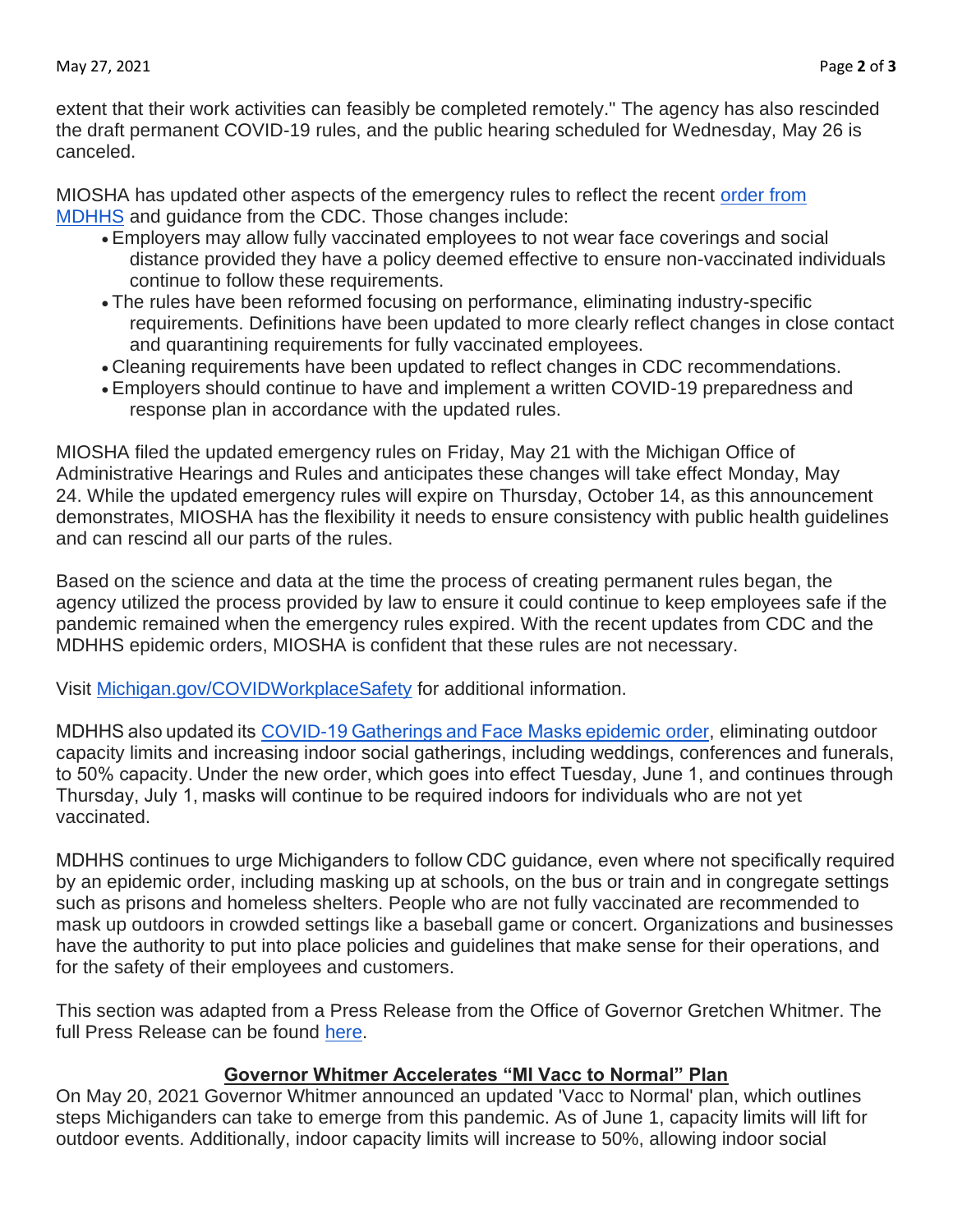extent that their work activities can feasibly be completed remotely." The agency has also rescinded the draft permanent COVID-19 rules, and the public hearing scheduled for Wednesday, May 26 is canceled.

MIOSHA has updated other aspects of the emergency rules to reflect the recent [order from MDHHS](#) and guidance from the CDC. Those changes include:

- Employers may allow fully vaccinated employees to not wear face coverings and social distance provided they have a policy deemed effective to ensure non-vaccinated individuals continue to follow these requirements.
- The rules have been reformed focusing on performance, eliminating industry-specific requirements. Definitions have been updated to more clearly reflect changes in close contact and quarantining requirements for fully vaccinated employees.
- Cleaning requirements have been updated to reflect changes in CDC recommendations.
- Employers should continue to have and implement a written COVID-19 preparedness and response plan in accordance with the updated rules.

MIOSHA filed the updated emergency rules on Friday, May 21 with the Michigan Office of Administrative Hearings and Rules and anticipates these changes will take effect Monday, May 24. While the updated emergency rules will expire on Thursday, October 14, as this announcement demonstrates, MIOSHA has the flexibility it needs to ensure consistency with public health guidelines and can rescind all our parts of the rules.

Based on the science and data at the time the process of creating permanent rules began, the agency utilized the process provided by law to ensure it could continue to keep employees safe if the pandemic remained when the emergency rules expired. With the recent updates from CDC and the MDHHS epidemic orders, MIOSHA is confident that these rules are not necessary.

Visit [Michigan.gov/COVIDWorkplaceSafety](#) for additional information.

MDHHS also updated its [COVID-19 Gatherings and Face Masks epidemic order](#), eliminating outdoor capacity limits and increasing indoor social gatherings, including weddings, conferences and funerals, to 50% capacity. Under the new order, which goes into effect Tuesday, June 1, and continues through Thursday, July 1, masks will continue to be required indoors for individuals who are not yet vaccinated.

MDHHS continues to urge Michiganders to follow CDC guidance, even where not specifically required by an epidemic order, including masking up at schools, on the bus or train and in congregate settings such as prisons and homeless shelters. People who are not fully vaccinated are recommended to mask up outdoors in crowded settings like a baseball game or concert. Organizations and businesses have the authority to put into place policies and guidelines that make sense for their operations, and for the safety of their employees and customers.

This section was adapted from a Press Release from the Office of Governor Gretchen Whitmer. The full Press Release can be found [here](#).

## Governor Whitmer Accelerates "MI Vacc to Normal" Plan

On May 20, 2021 Governor Whitmer announced an updated 'Vacc to Normal' plan, which outlines steps Michiganders can take to emerge from this pandemic. As of June 1, capacity limits will lift for outdoor events. Additionally, indoor capacity limits will increase to 50%, allowing indoor social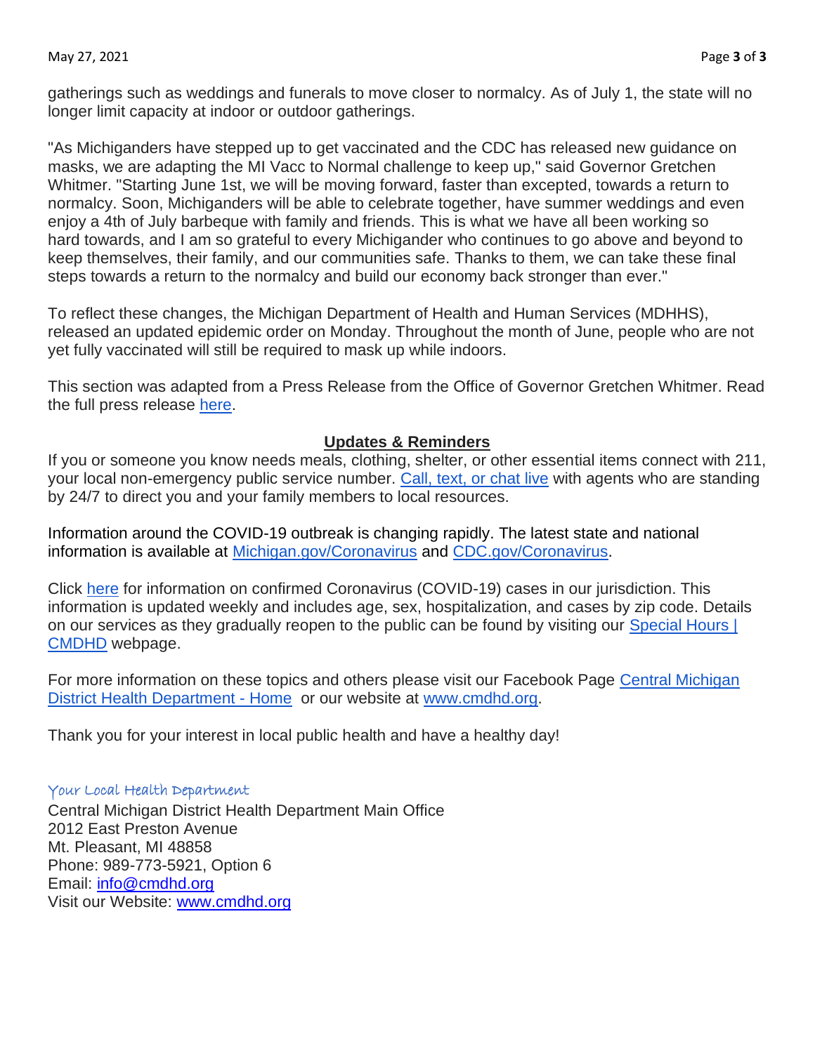gatherings such as weddings and funerals to move closer to normalcy. As of July 1, the state will no longer limit capacity at indoor or outdoor gatherings.

"As Michiganders have stepped up to get vaccinated and the CDC has released new guidance on masks, we are adapting the MI Vacc to Normal challenge to keep up," said Governor Gretchen Whitmer. "Starting June 1st, we will be moving forward, faster than excepted, towards a return to normalcy. Soon, Michiganders will be able to celebrate together, have summer weddings and even enjoy a 4th of July barbeque with family and friends. This is what we have all been working so hard towards, and I am so grateful to every Michigander who continues to go above and beyond to keep themselves, their family, and our communities safe. Thanks to them, we can take these final steps towards a return to the normalcy and build our economy back stronger than ever."

To reflect these changes, the Michigan Department of Health and Human Services (MDHHS), released an updated epidemic order on Monday. Throughout the month of June, people who are not yet fully vaccinated will still be required to mask up while indoors.

This section was adapted from a Press Release from the Office of Governor Gretchen Whitmer. Read the full press release here.

## Updates & Reminders

If you or someone you know needs meals, clothing, shelter, or other essential items connect with 211, your local non-emergency public service number. Call, text, or chat live with agents who are standing by 24/7 to direct you and your family members to local resources.

Information around the COVID-19 outbreak is changing rapidly. The latest state and national information is available at Michigan.gov/Coronavirus and CDC.gov/Coronavirus.

Click here for information on confirmed Coronavirus (COVID-19) cases in our jurisdiction. This information is updated weekly and includes age, sex, hospitalization, and cases by zip code. Details on our services as they gradually reopen to the public can be found by visiting our Special Hours | CMDHD webpage.

For more information on these topics and others please visit our Facebook Page Central Michigan District Health Department - Home or our website at www.cmdhd.org.

Thank you for your interest in local public health and have a healthy day!

*Your Local Health Department*

Central Michigan District Health Department Main Office
2012 East Preston Avenue
Mt. Pleasant, MI 48858
Phone: 989-773-5921, Option 6
Email: info@cmdhd.org
Visit our Website: www.cmdhd.org